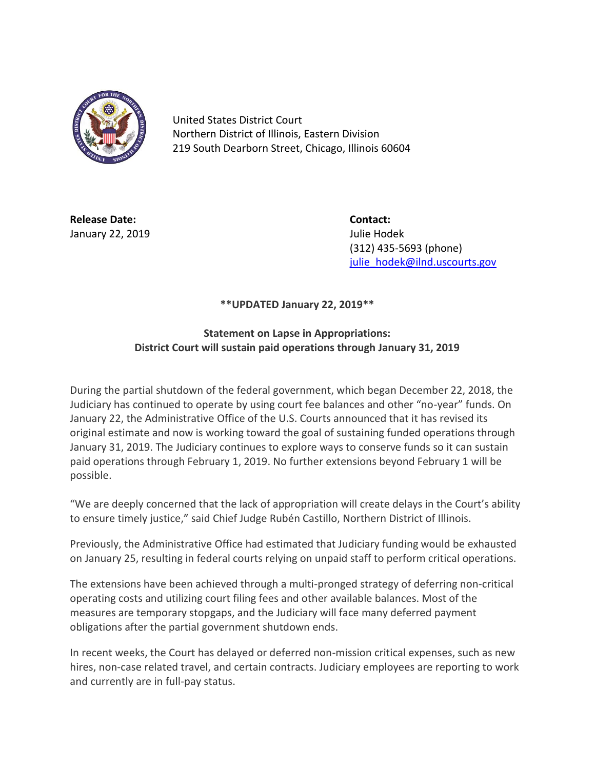United States District Court
Northern District of Illinois, Eastern Division
219 South Dearborn Street, Chicago, Illinois 60604

**Release Date:**
January 22, 2019

**Contact:**
Julie Hodek
(312) 435-5693 (phone)
julie_hodek@ilnd.uscourts.gov

**\*\*UPDATED January 22, 2019\*\***

**Statement on Lapse in Appropriations:**
**District Court will sustain paid operations through January 31, 2019**

During the partial shutdown of the federal government, which began December 22, 2018, the Judiciary has continued to operate by using court fee balances and other "no-year" funds. On January 22, the Administrative Office of the U.S. Courts announced that it has revised its original estimate and now is working toward the goal of sustaining funded operations through January 31, 2019. The Judiciary continues to explore ways to conserve funds so it can sustain paid operations through February 1, 2019. No further extensions beyond February 1 will be possible.

"We are deeply concerned that the lack of appropriation will create delays in the Court's ability to ensure timely justice," said Chief Judge Rubén Castillo, Northern District of Illinois.

Previously, the Administrative Office had estimated that Judiciary funding would be exhausted on January 25, resulting in federal courts relying on unpaid staff to perform critical operations.

The extensions have been achieved through a multi-pronged strategy of deferring non-critical operating costs and utilizing court filing fees and other available balances. Most of the measures are temporary stopgaps, and the Judiciary will face many deferred payment obligations after the partial government shutdown ends.

In recent weeks, the Court has delayed or deferred non-mission critical expenses, such as new hires, non-case related travel, and certain contracts. Judiciary employees are reporting to work and currently are in full-pay status.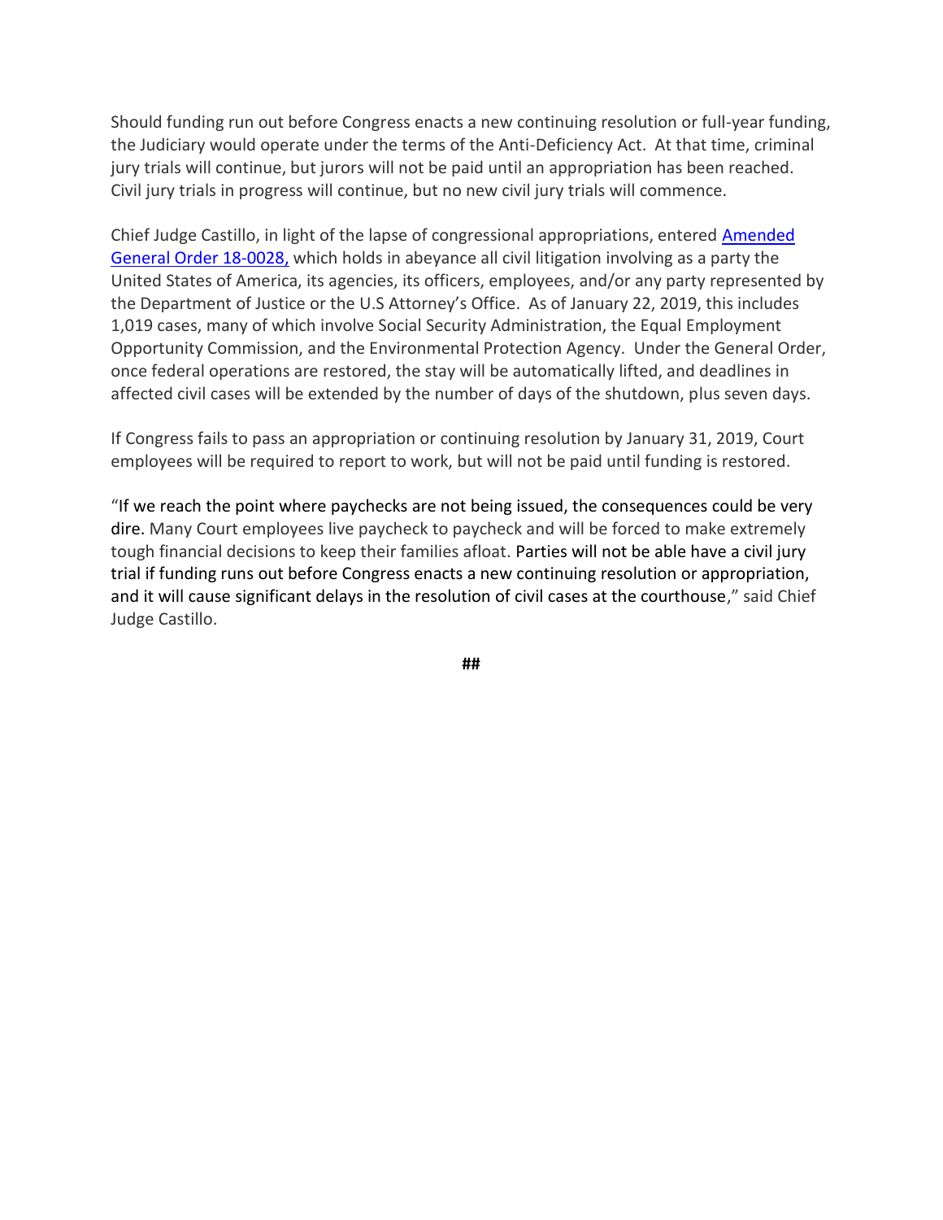Should funding run out before Congress enacts a new continuing resolution or full-year funding, the Judiciary would operate under the terms of the Anti-Deficiency Act. At that time, criminal jury trials will continue, but jurors will not be paid until an appropriation has been reached. Civil jury trials in progress will continue, but no new civil jury trials will commence.

Chief Judge Castillo, in light of the lapse of congressional appropriations, entered [Amended General Order 18-0028,] which holds in abeyance all civil litigation involving as a party the United States of America, its agencies, its officers, employees, and/or any party represented by the Department of Justice or the U.S Attorney's Office. As of January 22, 2019, this includes 1,019 cases, many of which involve Social Security Administration, the Equal Employment Opportunity Commission, and the Environmental Protection Agency. Under the General Order, once federal operations are restored, the stay will be automatically lifted, and deadlines in affected civil cases will be extended by the number of days of the shutdown, plus seven days.

If Congress fails to pass an appropriation or continuing resolution by January 31, 2019, Court employees will be required to report to work, but will not be paid until funding is restored.

"If we reach the point where paychecks are not being issued, the consequences could be very dire. Many Court employees live paycheck to paycheck and will be forced to make extremely tough financial decisions to keep their families afloat. Parties will not be able have a civil jury trial if funding runs out before Congress enacts a new continuing resolution or appropriation, and it will cause significant delays in the resolution of civil cases at the courthouse," said Chief Judge Castillo.

##